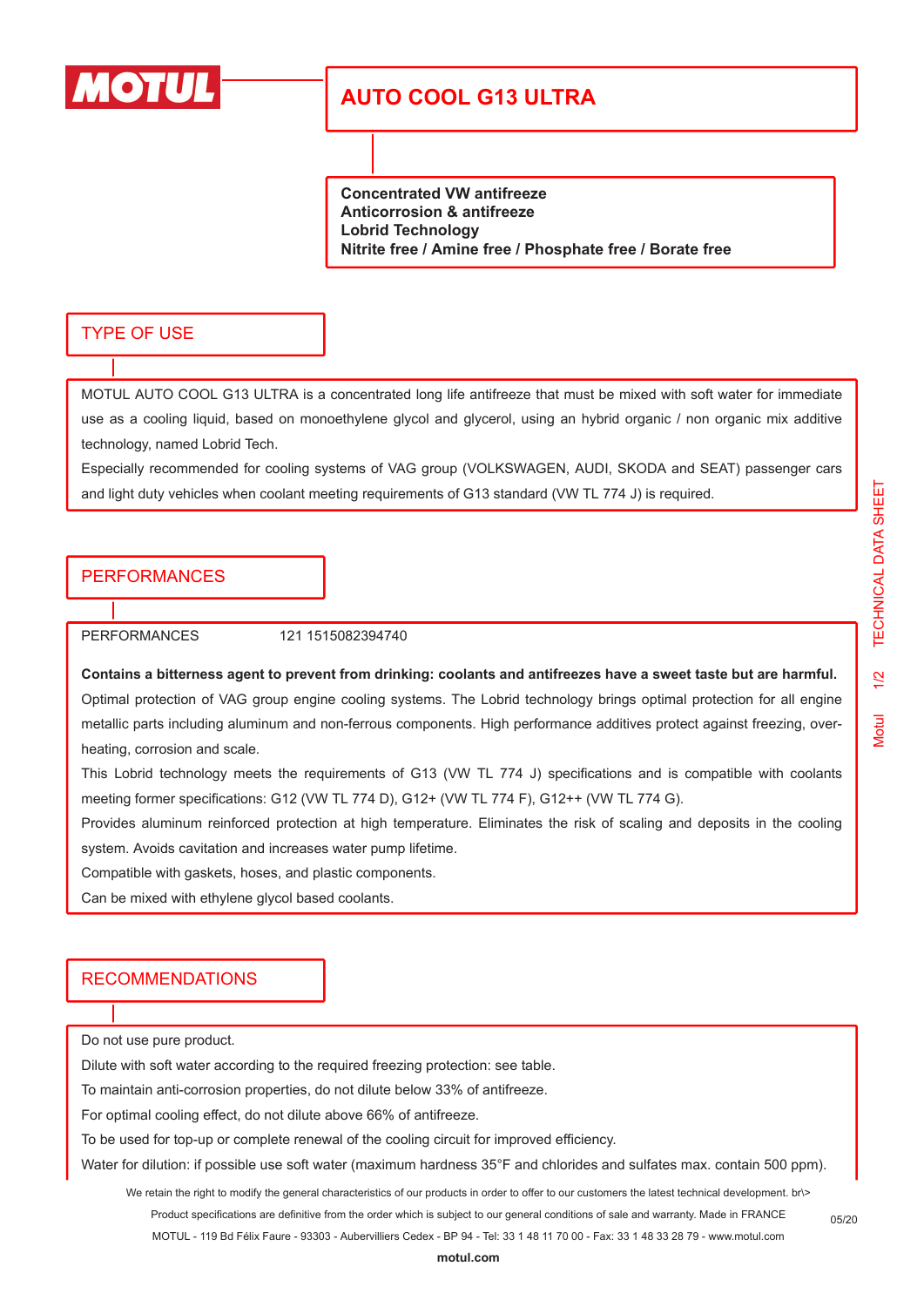# AUTO COOL G13 ULTRA

**Concentrated VW antifreeze**
**Anticorrosion & antifreeze**
**Lobrid Technology**
**Nitrite free / Amine free / Phosphate free / Borate free**

## TYPE OF USE

MOTUL AUTO COOL G13 ULTRA is a concentrated long life antifreeze that must be mixed with soft water for immediate use as a cooling liquid, based on monoethylene glycol and glycerol, using an hybrid organic / non organic mix additive technology, named Lobrid Tech.

Especially recommended for cooling systems of VAG group (VOLKSWAGEN, AUDI, SKODA and SEAT) passenger cars and light duty vehicles when coolant meeting requirements of G13 standard (VW TL 774 J) is required.

## PERFORMANCES

PERFORMANCES 121 1515082394740

**Contains a bitterness agent to prevent from drinking: coolants and antifreezes have a sweet taste but are harmful.**

Optimal protection of VAG group engine cooling systems. The Lobrid technology brings optimal protection for all engine metallic parts including aluminum and non-ferrous components. High performance additives protect against freezing, over-heating, corrosion and scale.

This Lobrid technology meets the requirements of G13 (VW TL 774 J) specifications and is compatible with coolants meeting former specifications: G12 (VW TL 774 D), G12+ (VW TL 774 F), G12++ (VW TL 774 G).

Provides aluminum reinforced protection at high temperature. Eliminates the risk of scaling and deposits in the cooling system. Avoids cavitation and increases water pump lifetime.

Compatible with gaskets, hoses, and plastic components.

Can be mixed with ethylene glycol based coolants.

## RECOMMENDATIONS

Do not use pure product.

Dilute with soft water according to the required freezing protection: see table.

To maintain anti-corrosion properties, do not dilute below 33% of antifreeze.

For optimal cooling effect, do not dilute above 66% of antifreeze.

To be used for top-up or complete renewal of the cooling circuit for improved efficiency.

Water for dilution: if possible use soft water (maximum hardness 35°F and chlorides and sulfates max. contain 500 ppm).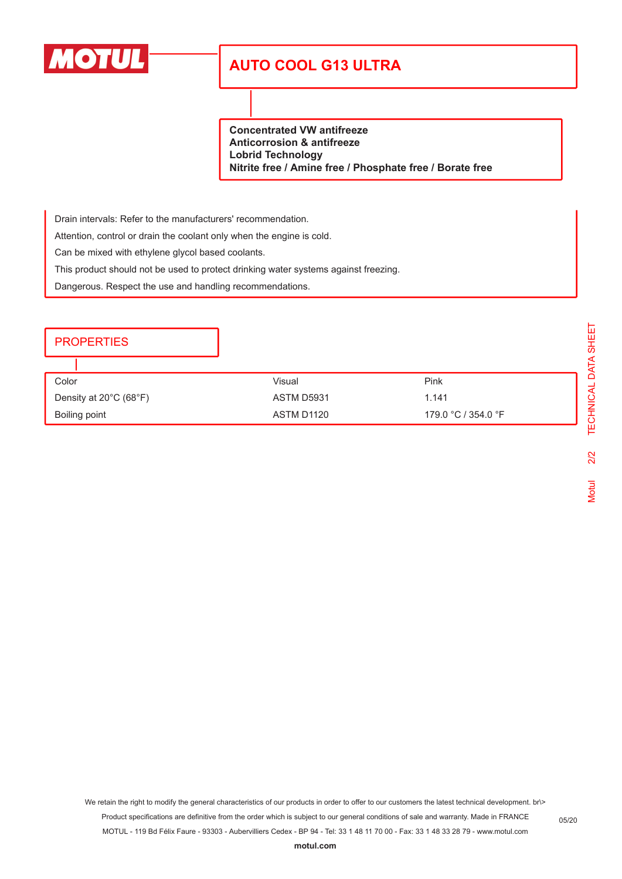# AUTO COOL G13 ULTRA

**Concentrated VW antifreeze**
**Anticorrosion & antifreeze**
**Lobrid Technology**
**Nitrite free / Amine free / Phosphate free / Borate free**

Drain intervals: Refer to the manufacturers' recommendation.

Attention, control or drain the coolant only when the engine is cold.

Can be mixed with ethylene glycol based coolants.

This product should not be used to protect drinking water systems against freezing.

Dangerous. Respect the use and handling recommendations.

## PROPERTIES

| | | |
|---|---|---|
| Color | Visual | Pink |
| Density at 20°C (68°F) | ASTM D5931 | 1.141 |
| Boiling point | ASTM D1120 | 179.0 °C / 354.0 °F |

We retain the right to modify the general characteristics of our products in order to offer to our customers the latest technical development. br\>
Product specifications are definitive from the order which is subject to our general conditions of sale and warranty. Made in FRANCE
MOTUL - 119 Bd Félix Faure - 93303 - Aubervilliers Cedex - BP 94 - Tel: 33 1 48 11 70 00 - Fax: 33 1 48 33 28 79 - www.motul.com
**motul.com**

05/20